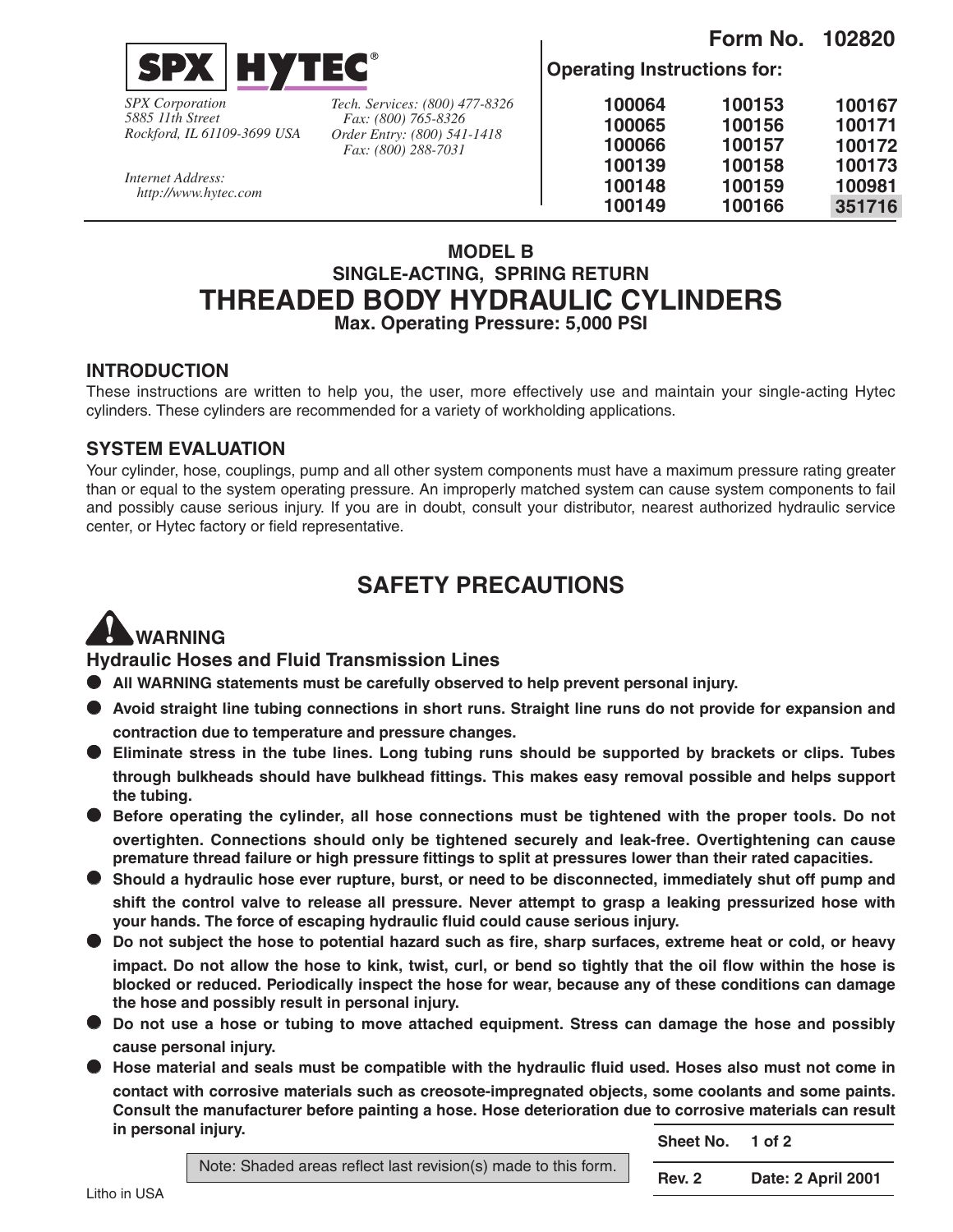**SPX | HYTEC®**

*SPX Corporation*
*5885 11th Street*
*Rockford, IL 61109-3699 USA*

*Tech. Services: (800) 477-8326*
*Fax: (800) 765-8326*
*Order Entry: (800) 541-1418*
*Fax: (800) 288-7031*

*Internet Address:*
*http://www.hytec.com*

**Form No. 102820**

**Operating Instructions for:**

| | | |
|---|---|---|
| 100064 | 100153 | 100167 |
| 100065 | 100156 | 100171 |
| 100066 | 100157 | 100172 |
| 100139 | 100158 | 100173 |
| 100148 | 100159 | 100981 |
| 100149 | 100166 | 351716 |

## MODEL B
## SINGLE-ACTING, SPRING RETURN
# THREADED BODY HYDRAULIC CYLINDERS
**Max. Operating Pressure: 5,000 PSI**

### INTRODUCTION

These instructions are written to help you, the user, more effectively use and maintain your single-acting Hytec cylinders. These cylinders are recommended for a variety of workholding applications.

### SYSTEM EVALUATION

Your cylinder, hose, couplings, pump and all other system components must have a maximum pressure rating greater than or equal to the system operating pressure. An improperly matched system can cause system components to fail and possibly cause serious injury. If you are in doubt, consult your distributor, nearest authorized hydraulic service center, or Hytec factory or field representative.

## SAFETY PRECAUTIONS

### WARNING

### Hydraulic Hoses and Fluid Transmission Lines

- **All WARNING statements must be carefully observed to help prevent personal injury.**
- **Avoid straight line tubing connections in short runs. Straight line runs do not provide for expansion and contraction due to temperature and pressure changes.**
- **Eliminate stress in the tube lines. Long tubing runs should be supported by brackets or clips. Tubes through bulkheads should have bulkhead fittings. This makes easy removal possible and helps support the tubing.**
- **Before operating the cylinder, all hose connections must be tightened with the proper tools. Do not overtighten. Connections should only be tightened securely and leak-free. Overtightening can cause premature thread failure or high pressure fittings to split at pressures lower than their rated capacities.**
- **Should a hydraulic hose ever rupture, burst, or need to be disconnected, immediately shut off pump and shift the control valve to release all pressure. Never attempt to grasp a leaking pressurized hose with your hands. The force of escaping hydraulic fluid could cause serious injury.**
- **Do not subject the hose to potential hazard such as fire, sharp surfaces, extreme heat or cold, or heavy impact. Do not allow the hose to kink, twist, curl, or bend so tightly that the oil flow within the hose is blocked or reduced. Periodically inspect the hose for wear, because any of these conditions can damage the hose and possibly result in personal injury.**
- **Do not use a hose or tubing to move attached equipment. Stress can damage the hose and possibly cause personal injury.**
- **Hose material and seals must be compatible with the hydraulic fluid used. Hoses also must not come in contact with corrosive materials such as creosote-impregnated objects, some coolants and some paints. Consult the manufacturer before painting a hose. Hose deterioration due to corrosive materials can result in personal injury.**

Note: Shaded areas reflect last revision(s) made to this form.

| Sheet No. | 1 of 2 |
|---|---|
| Rev. 2 | Date: 2 April 2001 |

Litho in USA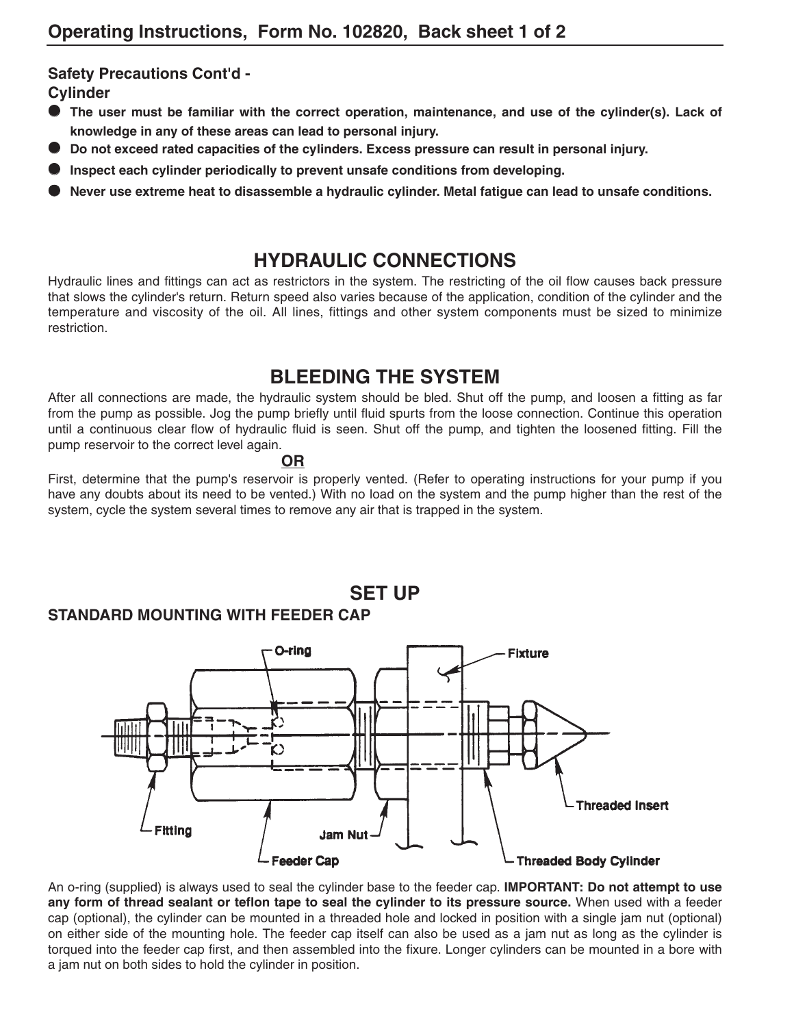**Safety Precautions Cont'd -**
**Cylinder**

- **The user must be familiar with the correct operation, maintenance, and use of the cylinder(s). Lack of knowledge in any of these areas can lead to personal injury.**
- **Do not exceed rated capacities of the cylinders. Excess pressure can result in personal injury.**
- **Inspect each cylinder periodically to prevent unsafe conditions from developing.**
- **Never use extreme heat to disassemble a hydraulic cylinder. Metal fatigue can lead to unsafe conditions.**

## HYDRAULIC CONNECTIONS

Hydraulic lines and fittings can act as restrictors in the system. The restricting of the oil flow causes back pressure that slows the cylinder's return. Return speed also varies because of the application, condition of the cylinder and the temperature and viscosity of the oil. All lines, fittings and other system components must be sized to minimize restriction.

## BLEEDING THE SYSTEM

After all connections are made, the hydraulic system should be bled. Shut off the pump, and loosen a fitting as far from the pump as possible. Jog the pump briefly until fluid spurts from the loose connection. Continue this operation until a continuous clear flow of hydraulic fluid is seen. Shut off the pump, and tighten the loosened fitting. Fill the pump reservoir to the correct level again.

**OR**

First, determine that the pump's reservoir is properly vented. (Refer to operating instructions for your pump if you have any doubts about its need to be vented.) With no load on the system and the pump higher than the rest of the system, cycle the system several times to remove any air that is trapped in the system.

## SET UP

### STANDARD MOUNTING WITH FEEDER CAP

O-ring
Fixture
Threaded Insert
Fitting
Jam Nut
Feeder Cap
Threaded Body Cylinder

An o-ring (supplied) is always used to seal the cylinder base to the feeder cap. **IMPORTANT: Do not attempt to use any form of thread sealant or teflon tape to seal the cylinder to its pressure source.** When used with a feeder cap (optional), the cylinder can be mounted in a threaded hole and locked in position with a single jam nut (optional) on either side of the mounting hole. The feeder cap itself can also be used as a jam nut as long as the cylinder is torqued into the feeder cap first, and then assembled into the fixure. Longer cylinders can be mounted in a bore with a jam nut on both sides to hold the cylinder in position.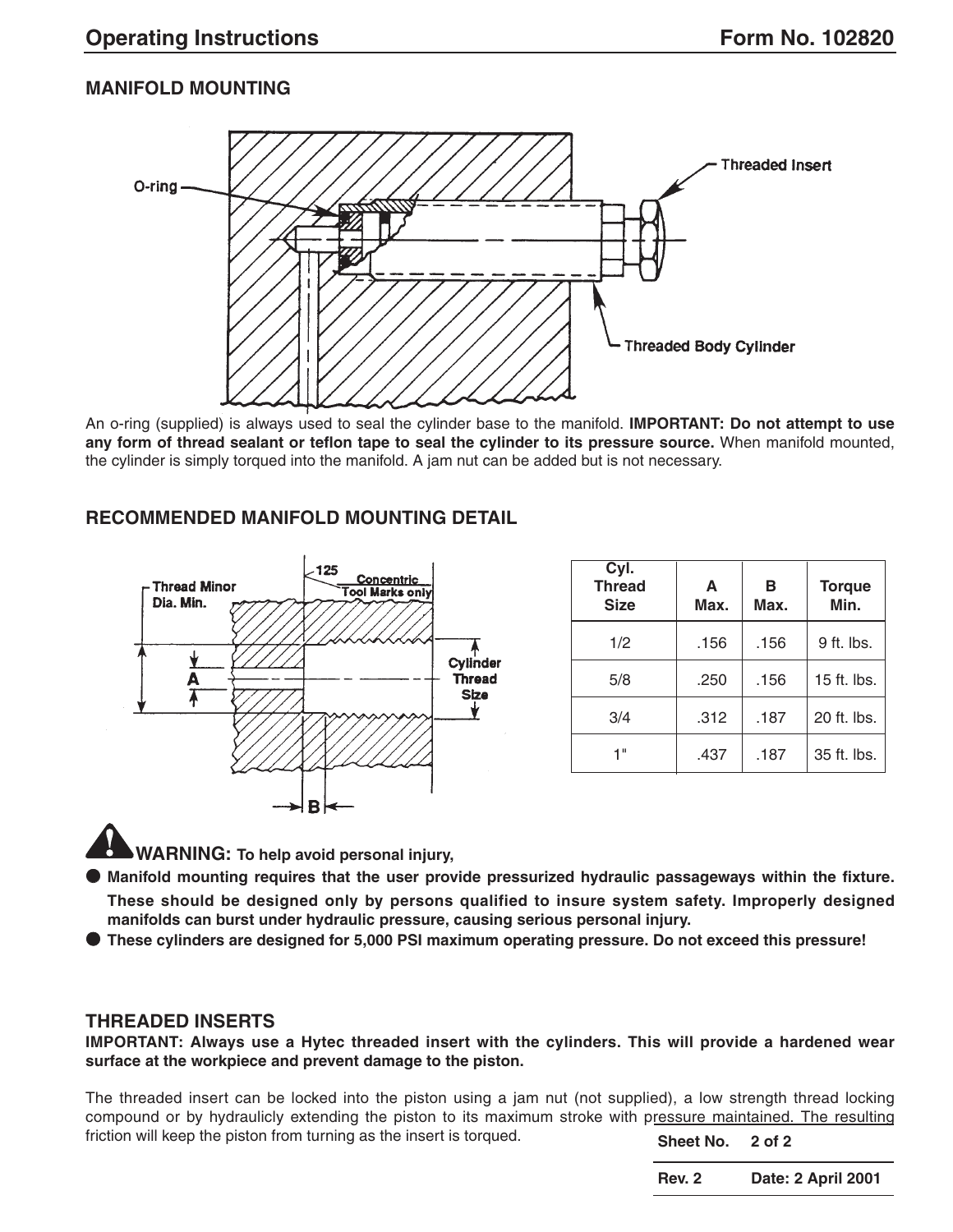## MANIFOLD MOUNTING

An o-ring (supplied) is always used to seal the cylinder base to the manifold. **IMPORTANT: Do not attempt to use any form of thread sealant or teflon tape to seal the cylinder to its pressure source.** When manifold mounted, the cylinder is simply torqued into the manifold. A jam nut can be added but is not necessary.

## RECOMMENDED MANIFOLD MOUNTING DETAIL

| Cyl. Thread Size | A Max. | B Max. | Torque Min. |
|---|---|---|---|
| 1/2 | .156 | .156 | 9 ft. lbs. |
| 5/8 | .250 | .156 | 15 ft. lbs. |
| 3/4 | .312 | .187 | 20 ft. lbs. |
| 1" | .437 | .187 | 35 ft. lbs. |

**WARNING:** **To help avoid personal injury,**

- **Manifold mounting requires that the user provide pressurized hydraulic passageways within the fixture. These should be designed only by persons qualified to insure system safety. Improperly designed manifolds can burst under hydraulic pressure, causing serious personal injury.**
- **These cylinders are designed for 5,000 PSI maximum operating pressure. Do not exceed this pressure!**

## THREADED INSERTS

**IMPORTANT: Always use a Hytec threaded insert with the cylinders. This will provide a hardened wear surface at the workpiece and prevent damage to the piston.**

The threaded insert can be locked into the piston using a jam nut (not supplied), a low strength thread locking compound or by hydraulicly extending the piston to its maximum stroke with pressure maintained. The resulting friction will keep the piston from turning as the insert is torqued.

| Sheet No. | 2 of 2 |
|---|---|
| Rev. 2 | Date: 2 April 2001 |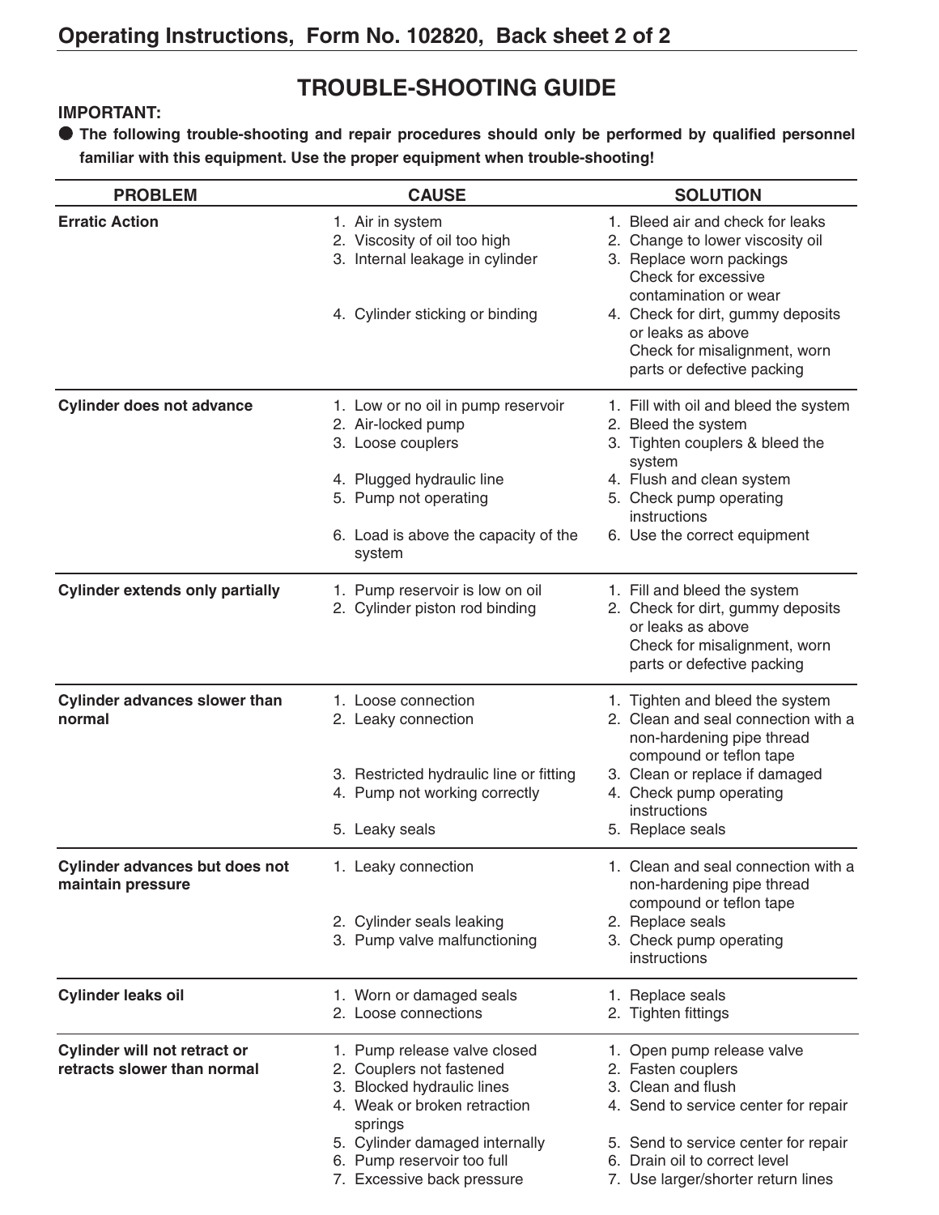## TROUBLE-SHOOTING GUIDE

**IMPORTANT:**

- **The following trouble-shooting and repair procedures should only be performed by qualified personnel familiar with this equipment. Use the proper equipment when trouble-shooting!**

| PROBLEM | CAUSE | SOLUTION |
|---|---|---|
| **Erratic Action** | 1. Air in system<br>2. Viscosity of oil too high<br>3. Internal leakage in cylinder<br>4. Cylinder sticking or binding | 1. Bleed air and check for leaks<br>2. Change to lower viscosity oil<br>3. Replace worn packings Check for excessive contamination or wear<br>4. Check for dirt, gummy deposits or leaks as above Check for misalignment, worn parts or defective packing |
| **Cylinder does not advance** | 1. Low or no oil in pump reservoir<br>2. Air-locked pump<br>3. Loose couplers<br>4. Plugged hydraulic line<br>5. Pump not operating<br>6. Load is above the capacity of the system | 1. Fill with oil and bleed the system<br>2. Bleed the system<br>3. Tighten couplers & bleed the system<br>4. Flush and clean system<br>5. Check pump operating instructions<br>6. Use the correct equipment |
| **Cylinder extends only partially** | 1. Pump reservoir is low on oil<br>2. Cylinder piston rod binding | 1. Fill and bleed the system<br>2. Check for dirt, gummy deposits or leaks as above Check for misalignment, worn parts or defective packing |
| **Cylinder advances slower than normal** | 1. Loose connection<br>2. Leaky connection<br>3. Restricted hydraulic line or fitting<br>4. Pump not working correctly<br>5. Leaky seals | 1. Tighten and bleed the system<br>2. Clean and seal connection with a non-hardening pipe thread compound or teflon tape<br>3. Clean or replace if damaged<br>4. Check pump operating instructions<br>5. Replace seals |
| **Cylinder advances but does not maintain pressure** | 1. Leaky connection<br>2. Cylinder seals leaking<br>3. Pump valve malfunctioning | 1. Clean and seal connection with a non-hardening pipe thread compound or teflon tape<br>2. Replace seals<br>3. Check pump operating instructions |
| **Cylinder leaks oil** | 1. Worn or damaged seals<br>2. Loose connections | 1. Replace seals<br>2. Tighten fittings |
| **Cylinder will not retract or retracts slower than normal** | 1. Pump release valve closed<br>2. Couplers not fastened<br>3. Blocked hydraulic lines<br>4. Weak or broken retraction springs<br>5. Cylinder damaged internally<br>6. Pump reservoir too full<br>7. Excessive back pressure | 1. Open pump release valve<br>2. Fasten couplers<br>3. Clean and flush<br>4. Send to service center for repair<br>5. Send to service center for repair<br>6. Drain oil to correct level<br>7. Use larger/shorter return lines |